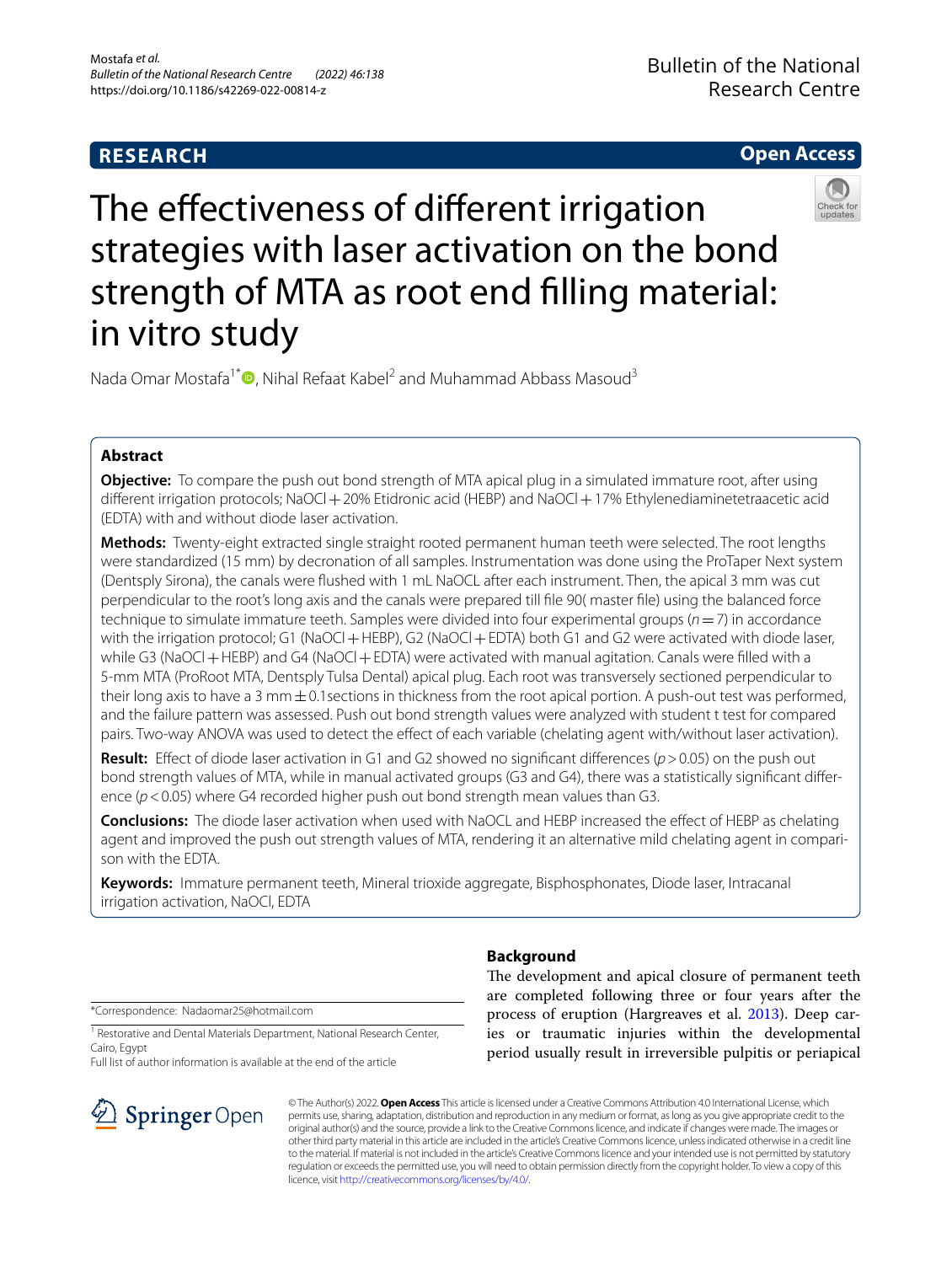RESEARCH

Open Access

# The effectiveness of different irrigation strategies with laser activation on the bond strength of MTA as root end filling material: in vitro study

Nada Omar Mostafa[1*], Nihal Refaat Kabel[2] and Muhammad Abbass Masoud[3]

## Abstract

**Objective:** To compare the push out bond strength of MTA apical plug in a simulated immature root, after using different irrigation protocols; NaOCl + 20% Etidronic acid (HEBP) and NaOCl + 17% Ethylenediaminetetraacetic acid (EDTA) with and without diode laser activation.

**Methods:** Twenty-eight extracted single straight rooted permanent human teeth were selected. The root lengths were standardized (15 mm) by decronation of all samples. Instrumentation was done using the ProTaper Next system (Dentsply Sirona), the canals were flushed with 1 mL NaOCL after each instrument. Then, the apical 3 mm was cut perpendicular to the root's long axis and the canals were prepared till file 90( master file) using the balanced force technique to simulate immature teeth. Samples were divided into four experimental groups ($n=7$) in accordance with the irrigation protocol; G1 (NaOCl + HEBP), G2 (NaOCl + EDTA) both G1 and G2 were activated with diode laser, while G3 (NaOCl + HEBP) and G4 (NaOCl + EDTA) were activated with manual agitation. Canals were filled with a 5-mm MTA (ProRoot MTA, Dentsply Tulsa Dental) apical plug. Each root was transversely sectioned perpendicular to their long axis to have a 3 mm ± 0.1sections in thickness from the root apical portion. A push-out test was performed, and the failure pattern was assessed. Push out bond strength values were analyzed with student t test for compared pairs. Two-way ANOVA was used to detect the effect of each variable (chelating agent with/without laser activation).

**Result:** Effect of diode laser activation in G1 and G2 showed no significant differences ($p>0.05$) on the push out bond strength values of MTA, while in manual activated groups (G3 and G4), there was a statistically significant difference ($p<0.05$) where G4 recorded higher push out bond strength mean values than G3.

**Conclusions:** The diode laser activation when used with NaOCL and HEBP increased the effect of HEBP as chelating agent and improved the push out strength values of MTA, rendering it an alternative mild chelating agent in comparison with the EDTA.

**Keywords:** Immature permanent teeth, Mineral trioxide aggregate, Bisphosphonates, Diode laser, Intracanal irrigation activation, NaOCl, EDTA

## Background

The development and apical closure of permanent teeth are completed following three or four years after the process of eruption (Hargreaves et al. 2013). Deep caries or traumatic injuries within the developmental period usually result in irreversible pulpitis or periapical

*Correspondence: Nadaomar25@hotmail.com

[1] Restorative and Dental Materials Department, National Research Center, Cairo, Egypt

Full list of author information is available at the end of the article

© The Author(s) 2022. **Open Access** This article is licensed under a Creative Commons Attribution 4.0 International License, which permits use, sharing, adaptation, distribution and reproduction in any medium or format, as long as you give appropriate credit to the original author(s) and the source, provide a link to the Creative Commons licence, and indicate if changes were made. The images or other third party material in this article are included in the article's Creative Commons licence, unless indicated otherwise in a credit line to the material. If material is not included in the article's Creative Commons licence and your intended use is not permitted by statutory regulation or exceeds the permitted use, you will need to obtain permission directly from the copyright holder. To view a copy of this licence, visit http://creativecommons.org/licenses/by/4.0/.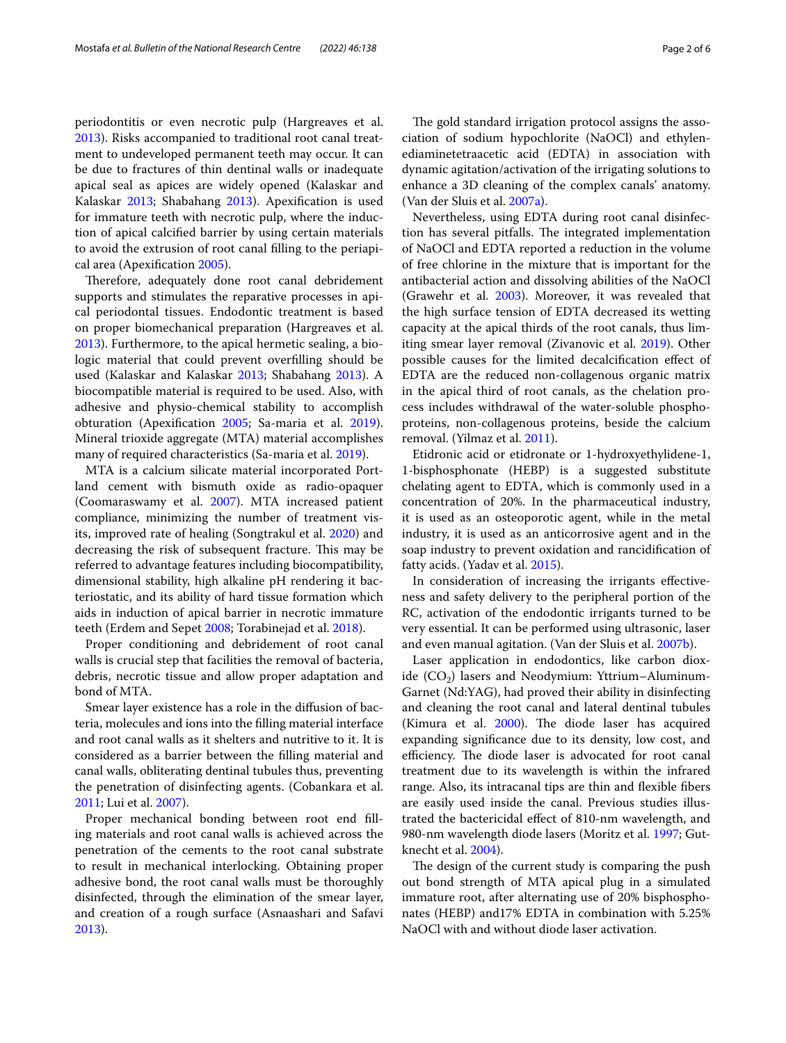periodontitis or even necrotic pulp (Hargreaves et al. 2013). Risks accompanied to traditional root canal treatment to undeveloped permanent teeth may occur. It can be due to fractures of thin dentinal walls or inadequate apical seal as apices are widely opened (Kalaskar and Kalaskar 2013; Shabahang 2013). Apexification is used for immature teeth with necrotic pulp, where the induction of apical calcified barrier by using certain materials to avoid the extrusion of root canal filling to the periapical area (Apexification 2005).

Therefore, adequately done root canal debridement supports and stimulates the reparative processes in apical periodontal tissues. Endodontic treatment is based on proper biomechanical preparation (Hargreaves et al. 2013). Furthermore, to the apical hermetic sealing, a biologic material that could prevent overfilling should be used (Kalaskar and Kalaskar 2013; Shabahang 2013). A biocompatible material is required to be used. Also, with adhesive and physio-chemical stability to accomplish obturation (Apexification 2005; Sa-maria et al. 2019). Mineral trioxide aggregate (MTA) material accomplishes many of required characteristics (Sa-maria et al. 2019).

MTA is a calcium silicate material incorporated Portland cement with bismuth oxide as radio-opaquer (Coomaraswamy et al. 2007). MTA increased patient compliance, minimizing the number of treatment visits, improved rate of healing (Songtrakul et al. 2020) and decreasing the risk of subsequent fracture. This may be referred to advantage features including biocompatibility, dimensional stability, high alkaline pH rendering it bacteriostatic, and its ability of hard tissue formation which aids in induction of apical barrier in necrotic immature teeth (Erdem and Sepet 2008; Torabinejad et al. 2018).

Proper conditioning and debridement of root canal walls is crucial step that facilities the removal of bacteria, debris, necrotic tissue and allow proper adaptation and bond of MTA.

Smear layer existence has a role in the diffusion of bacteria, molecules and ions into the filling material interface and root canal walls as it shelters and nutritive to it. It is considered as a barrier between the filling material and canal walls, obliterating dentinal tubules thus, preventing the penetration of disinfecting agents. (Cobankara et al. 2011; Lui et al. 2007).

Proper mechanical bonding between root end filling materials and root canal walls is achieved across the penetration of the cements to the root canal substrate to result in mechanical interlocking. Obtaining proper adhesive bond, the root canal walls must be thoroughly disinfected, through the elimination of the smear layer, and creation of a rough surface (Asnaashari and Safavi 2013).

The gold standard irrigation protocol assigns the association of sodium hypochlorite (NaOCl) and ethylenediaminetetraacetic acid (EDTA) in association with dynamic agitation/activation of the irrigating solutions to enhance a 3D cleaning of the complex canals' anatomy. (Van der Sluis et al. 2007a).

Nevertheless, using EDTA during root canal disinfection has several pitfalls. The integrated implementation of NaOCl and EDTA reported a reduction in the volume of free chlorine in the mixture that is important for the antibacterial action and dissolving abilities of the NaOCl (Grawehr et al. 2003). Moreover, it was revealed that the high surface tension of EDTA decreased its wetting capacity at the apical thirds of the root canals, thus limiting smear layer removal (Zivanovic et al. 2019). Other possible causes for the limited decalcification effect of EDTA are the reduced non-collagenous organic matrix in the apical third of root canals, as the chelation process includes withdrawal of the water-soluble phosphoproteins, non-collagenous proteins, beside the calcium removal. (Yilmaz et al. 2011).

Etidronic acid or etidronate or 1-hydroxyethylidene-1, 1-bisphosphonate (HEBP) is a suggested substitute chelating agent to EDTA, which is commonly used in a concentration of 20%. In the pharmaceutical industry, it is used as an osteoporotic agent, while in the metal industry, it is used as an anticorrosive agent and in the soap industry to prevent oxidation and rancidification of fatty acids. (Yadav et al. 2015).

In consideration of increasing the irrigants effectiveness and safety delivery to the peripheral portion of the RC, activation of the endodontic irrigants turned to be very essential. It can be performed using ultrasonic, laser and even manual agitation. (Van der Sluis et al. 2007b).

Laser application in endodontics, like carbon dioxide ($CO_2$) lasers and Neodymium: Yttrium–Aluminum-Garnet (Nd:YAG), had proved their ability in disinfecting and cleaning the root canal and lateral dentinal tubules (Kimura et al. 2000). The diode laser has acquired expanding significance due to its density, low cost, and efficiency. The diode laser is advocated for root canal treatment due to its wavelength is within the infrared range. Also, its intracanal tips are thin and flexible fibers are easily used inside the canal. Previous studies illustrated the bactericidal effect of 810-nm wavelength, and 980-nm wavelength diode lasers (Moritz et al. 1997; Gutknecht et al. 2004).

The design of the current study is comparing the push out bond strength of MTA apical plug in a simulated immature root, after alternating use of 20% bisphosphonates (HEBP) and17% EDTA in combination with 5.25% NaOCl with and without diode laser activation.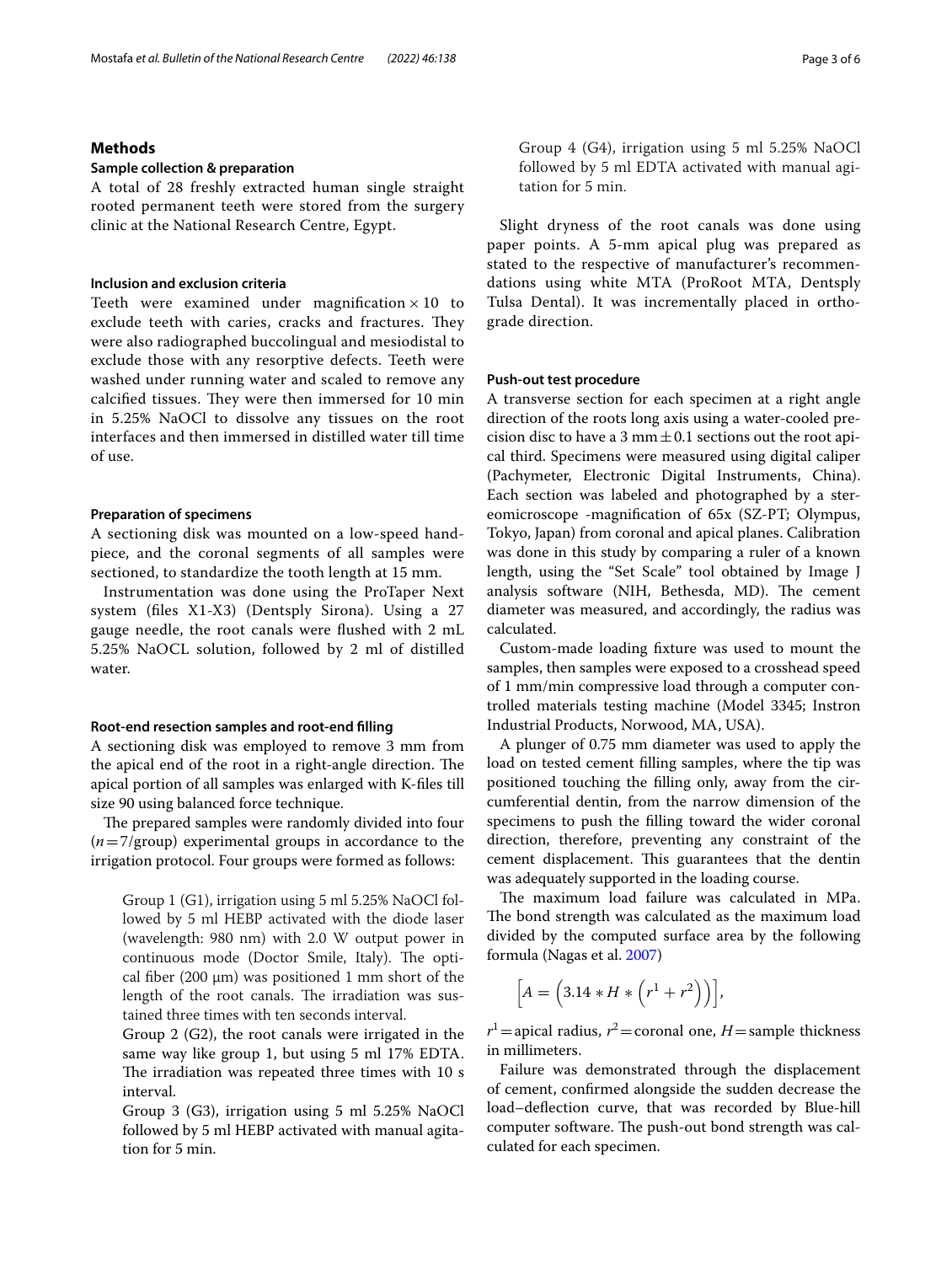## Methods

### Sample collection & preparation

A total of 28 freshly extracted human single straight rooted permanent teeth were stored from the surgery clinic at the National Research Centre, Egypt.

### Inclusion and exclusion criteria

Teeth were examined under magnification $\times 10$ to exclude teeth with caries, cracks and fractures. They were also radiographed buccolingual and mesiodistal to exclude those with any resorptive defects. Teeth were washed under running water and scaled to remove any calcified tissues. They were then immersed for 10 min in 5.25% NaOCl to dissolve any tissues on the root interfaces and then immersed in distilled water till time of use.

### Preparation of specimens

A sectioning disk was mounted on a low-speed handpiece, and the coronal segments of all samples were sectioned, to standardize the tooth length at 15 mm.

Instrumentation was done using the ProTaper Next system (files X1-X3) (Dentsply Sirona). Using a 27 gauge needle, the root canals were flushed with 2 mL 5.25% NaOCL solution, followed by 2 ml of distilled water.

### Root-end resection samples and root-end filling

A sectioning disk was employed to remove 3 mm from the apical end of the root in a right-angle direction. The apical portion of all samples was enlarged with K-files till size 90 using balanced force technique.

The prepared samples were randomly divided into four ($n=7$/group) experimental groups in accordance to the irrigation protocol. Four groups were formed as follows:

Group 1 (G1), irrigation using 5 ml 5.25% NaOCl followed by 5 ml HEBP activated with the diode laser (wavelength: 980 nm) with 2.0 W output power in continuous mode (Doctor Smile, Italy). The optical fiber (200 μm) was positioned 1 mm short of the length of the root canals. The irradiation was sustained three times with ten seconds interval.

Group 2 (G2), the root canals were irrigated in the same way like group 1, but using 5 ml 17% EDTA. The irradiation was repeated three times with 10 s interval.

Group 3 (G3), irrigation using 5 ml 5.25% NaOCl followed by 5 ml HEBP activated with manual agitation for 5 min.

Group 4 (G4), irrigation using 5 ml 5.25% NaOCl followed by 5 ml EDTA activated with manual agitation for 5 min.

Slight dryness of the root canals was done using paper points. A 5-mm apical plug was prepared as stated to the respective of manufacturer's recommendations using white MTA (ProRoot MTA, Dentsply Tulsa Dental). It was incrementally placed in orthograde direction.

### Push-out test procedure

A transverse section for each specimen at a right angle direction of the roots long axis using a water-cooled precision disc to have a 3 mm $\pm$ 0.1 sections out the root apical third. Specimens were measured using digital caliper (Pachymeter, Electronic Digital Instruments, China). Each section was labeled and photographed by a stereomicroscope -magnification of 65x (SZ-PT; Olympus, Tokyo, Japan) from coronal and apical planes. Calibration was done in this study by comparing a ruler of a known length, using the "Set Scale" tool obtained by Image J analysis software (NIH, Bethesda, MD). The cement diameter was measured, and accordingly, the radius was calculated.

Custom-made loading fixture was used to mount the samples, then samples were exposed to a crosshead speed of 1 mm/min compressive load through a computer controlled materials testing machine (Model 3345; Instron Industrial Products, Norwood, MA, USA).

A plunger of 0.75 mm diameter was used to apply the load on tested cement filling samples, where the tip was positioned touching the filling only, away from the circumferential dentin, from the narrow dimension of the specimens to push the filling toward the wider coronal direction, therefore, preventing any constraint of the cement displacement. This guarantees that the dentin was adequately supported in the loading course.

The maximum load failure was calculated in MPa. The bond strength was calculated as the maximum load divided by the computed surface area by the following formula (Nagas et al. 2007)

$$\left[A = \left(3.14 * H * \left(r^1 + r^2\right)\right)\right],$$

$r^1$ = apical radius, $r^2$ = coronal one, $H$ = sample thickness in millimeters.

Failure was demonstrated through the displacement of cement, confirmed alongside the sudden decrease the load–deflection curve, that was recorded by Blue-hill computer software. The push-out bond strength was calculated for each specimen.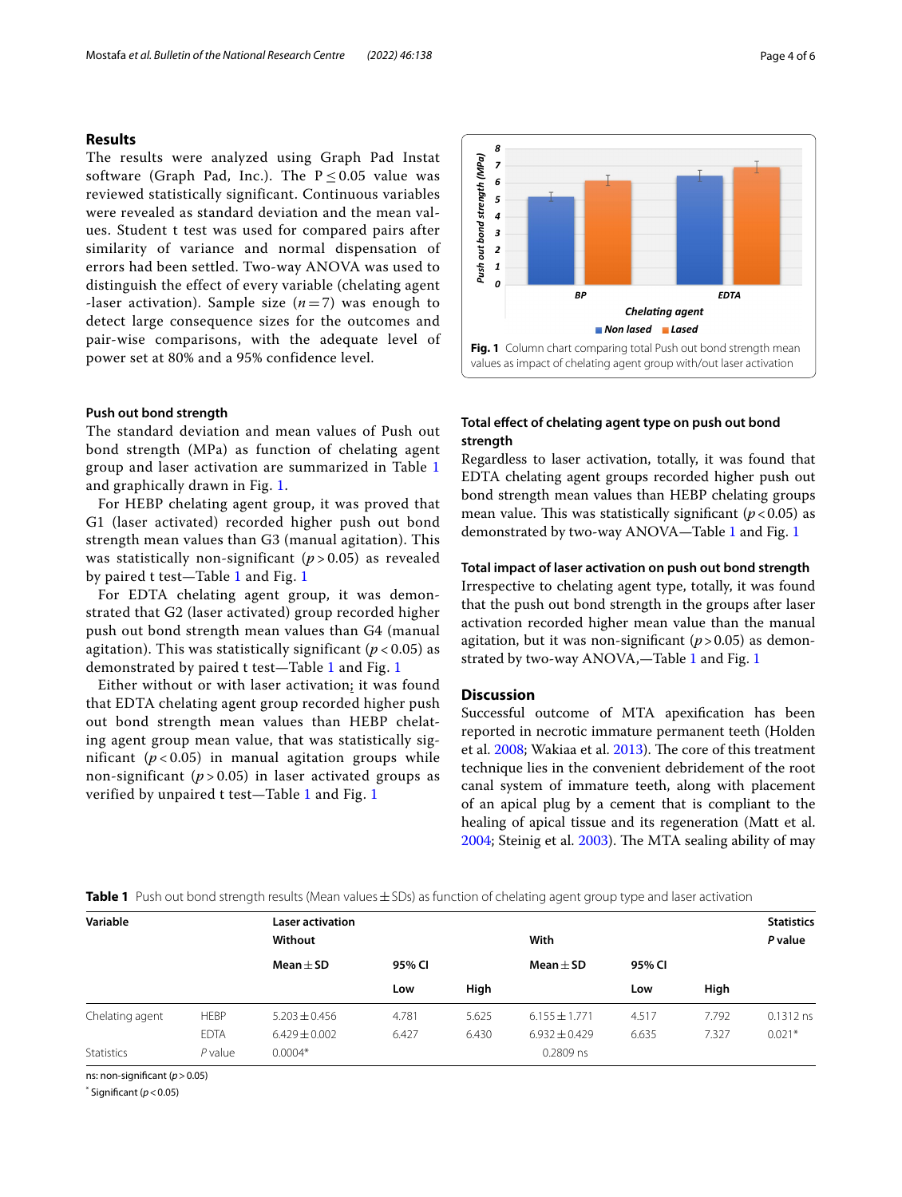## Results

The results were analyzed using Graph Pad Instat software (Graph Pad, Inc.). The $P \leq 0.05$ value was reviewed statistically significant. Continuous variables were revealed as standard deviation and the mean values. Student t test was used for compared pairs after similarity of variance and normal dispensation of errors had been settled. Two-way ANOVA was used to distinguish the effect of every variable (chelating agent -laser activation). Sample size ($n = 7$) was enough to detect large consequence sizes for the outcomes and pair-wise comparisons, with the adequate level of power set at 80% and a 95% confidence level.

### Push out bond strength

The standard deviation and mean values of Push out bond strength (MPa) as function of chelating agent group and laser activation are summarized in Table 1 and graphically drawn in Fig. 1.

For HEBP chelating agent group, it was proved that G1 (laser activated) recorded higher push out bond strength mean values than G3 (manual agitation). This was statistically non-significant ($p > 0.05$) as revealed by paired t test—Table 1 and Fig. 1

For EDTA chelating agent group, it was demonstrated that G2 (laser activated) group recorded higher push out bond strength mean values than G4 (manual agitation). This was statistically significant ($p < 0.05$) as demonstrated by paired t test—Table 1 and Fig. 1

Either without or with laser activation; it was found that EDTA chelating agent group recorded higher push out bond strength mean values than HEBP chelating agent group mean value, that was statistically significant ($p < 0.05$) in manual agitation groups while non-significant ($p > 0.05$) in laser activated groups as verified by unpaired t test—Table 1 and Fig. 1

Fig. 1 Column chart comparing total Push out bond strength mean values as impact of chelating agent group with/out laser activation

### Total effect of chelating agent type on push out bond strength

Regardless to laser activation, totally, it was found that EDTA chelating agent groups recorded higher push out bond strength mean values than HEBP chelating groups mean value. This was statistically significant ($p < 0.05$) as demonstrated by two-way ANOVA—Table 1 and Fig. 1

### Total impact of laser activation on push out bond strength

Irrespective to chelating agent type, totally, it was found that the push out bond strength in the groups after laser activation recorded higher mean value than the manual agitation, but it was non-significant ($p > 0.05$) as demonstrated by two-way ANOVA,—Table 1 and Fig. 1

## Discussion

Successful outcome of MTA apexification has been reported in necrotic immature permanent teeth (Holden et al. 2008; Wakiaa et al. 2013). The core of this treatment technique lies in the convenient debridement of the root canal system of immature teeth, along with placement of an apical plug by a cement that is compliant to the healing of apical tissue and its regeneration (Matt et al. 2004; Steinig et al. 2003). The MTA sealing ability of may

**Table 1** Push out bond strength results (Mean values ± SDs) as function of chelating agent group type and laser activation

| Variable | | Laser activation | | | | | | Statistics |
|---|---|---|---|---|---|---|---|---|
| | | Without | | | With | | | *P* value |
| | | Mean ± SD | 95% CI | | Mean ± SD | 95% CI | | |
| | | | Low | High | | Low | High | |
| Chelating agent | HEBP | 5.203 ± 0.456 | 4.781 | 5.625 | 6.155 ± 1.771 | 4.517 | 7.792 | 0.1312 ns |
| | EDTA | 6.429 ± 0.002 | 6.427 | 6.430 | 6.932 ± 0.429 | 6.635 | 7.327 | 0.021* |
| Statistics | *P* value | 0.0004* | | | 0.2809 ns | | | |

ns: non-significant ($p > 0.05$)

\* Significant ($p < 0.05$)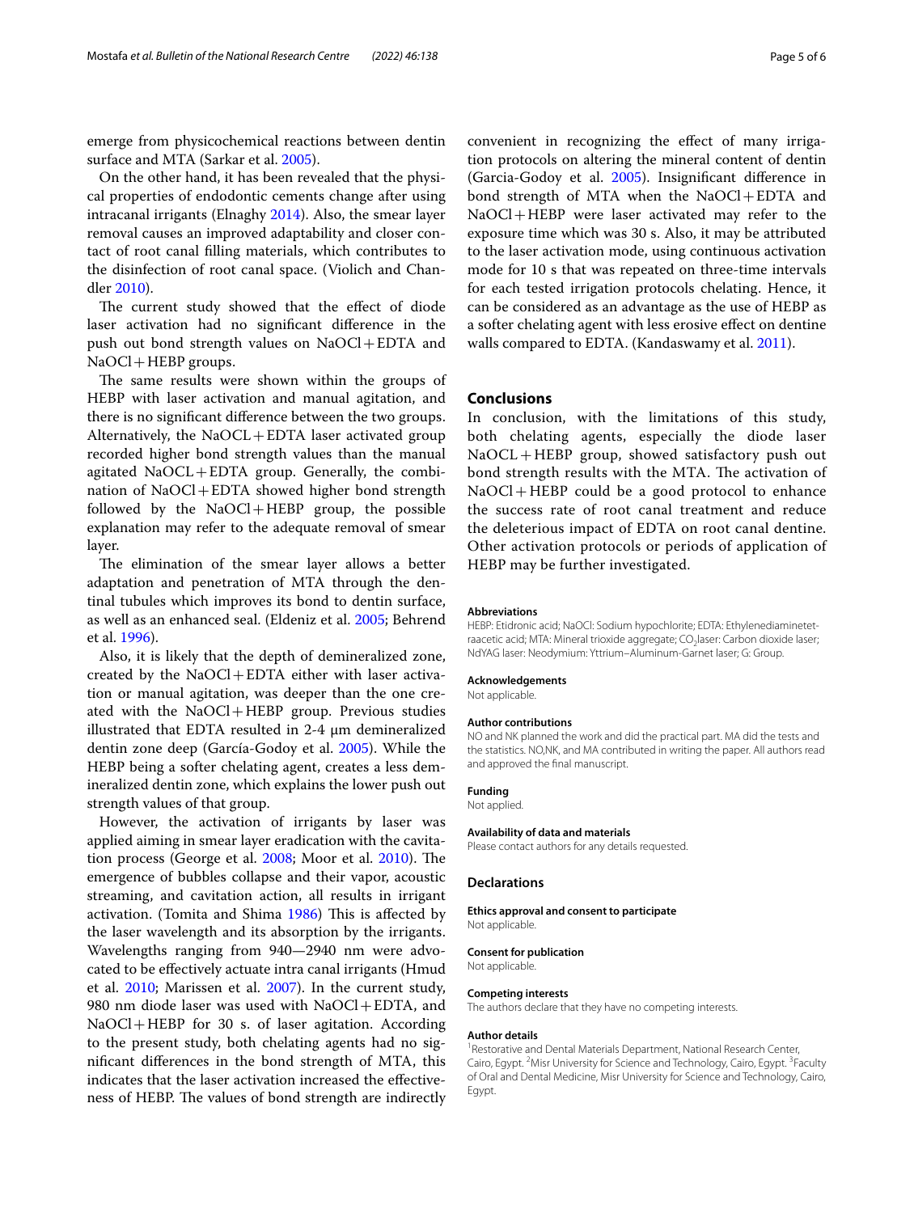emerge from physicochemical reactions between dentin surface and MTA (Sarkar et al. 2005).

On the other hand, it has been revealed that the physical properties of endodontic cements change after using intracanal irrigants (Elnaghy 2014). Also, the smear layer removal causes an improved adaptability and closer contact of root canal filling materials, which contributes to the disinfection of root canal space. (Violich and Chandler 2010).

The current study showed that the effect of diode laser activation had no significant difference in the push out bond strength values on NaOCl + EDTA and NaOCl + HEBP groups.

The same results were shown within the groups of HEBP with laser activation and manual agitation, and there is no significant difference between the two groups. Alternatively, the NaOCL + EDTA laser activated group recorded higher bond strength values than the manual agitated NaOCL + EDTA group. Generally, the combination of NaOCl + EDTA showed higher bond strength followed by the NaOCl + HEBP group, the possible explanation may refer to the adequate removal of smear layer.

The elimination of the smear layer allows a better adaptation and penetration of MTA through the dentinal tubules which improves its bond to dentin surface, as well as an enhanced seal. (Eldeniz et al. 2005; Behrend et al. 1996).

Also, it is likely that the depth of demineralized zone, created by the NaOCl + EDTA either with laser activation or manual agitation, was deeper than the one created with the NaOCl + HEBP group. Previous studies illustrated that EDTA resulted in 2-4 µm demineralized dentin zone deep (García-Godoy et al. 2005). While the HEBP being a softer chelating agent, creates a less demineralized dentin zone, which explains the lower push out strength values of that group.

However, the activation of irrigants by laser was applied aiming in smear layer eradication with the cavitation process (George et al. 2008; Moor et al. 2010). The emergence of bubbles collapse and their vapor, acoustic streaming, and cavitation action, all results in irrigant activation. (Tomita and Shima 1986) This is affected by the laser wavelength and its absorption by the irrigants. Wavelengths ranging from 940—2940 nm were advocated to be effectively actuate intra canal irrigants (Hmud et al. 2010; Marissen et al. 2007). In the current study, 980 nm diode laser was used with NaOCl + EDTA, and NaOCl + HEBP for 30 s. of laser agitation. According to the present study, both chelating agents had no significant differences in the bond strength of MTA, this indicates that the laser activation increased the effectiveness of HEBP. The values of bond strength are indirectly convenient in recognizing the effect of many irrigation protocols on altering the mineral content of dentin (Garcia-Godoy et al. 2005). Insignificant difference in bond strength of MTA when the NaOCl + EDTA and NaOCl + HEBP were laser activated may refer to the exposure time which was 30 s. Also, it may be attributed to the laser activation mode, using continuous activation mode for 10 s that was repeated on three-time intervals for each tested irrigation protocols chelating. Hence, it can be considered as an advantage as the use of HEBP as a softer chelating agent with less erosive effect on dentine walls compared to EDTA. (Kandaswamy et al. 2011).

## Conclusions

In conclusion, with the limitations of this study, both chelating agents, especially the diode laser NaOCL + HEBP group, showed satisfactory push out bond strength results with the MTA. The activation of NaOCl + HEBP could be a good protocol to enhance the success rate of root canal treatment and reduce the deleterious impact of EDTA on root canal dentine. Other activation protocols or periods of application of HEBP may be further investigated.

### Abbreviations

HEBP: Etidronic acid; NaOCl: Sodium hypochlorite; EDTA: Ethylenediaminetetraacetic acid; MTA: Mineral trioxide aggregate; $CO_2$ laser: Carbon dioxide laser; NdYAG laser: Neodymium: Yttrium–Aluminum-Garnet laser; G: Group.

### Acknowledgements

Not applicable.

### Author contributions

NO and NK planned the work and did the practical part. MA did the tests and the statistics. NO,NK, and MA contributed in writing the paper. All authors read and approved the final manuscript.

### Funding

Not applied.

### Availability of data and materials

Please contact authors for any details requested.

## Declarations

### Ethics approval and consent to participate

Not applicable.

### Consent for publication

Not applicable.

### Competing interests

The authors declare that they have no competing interests.

### Author details

[1]Restorative and Dental Materials Department, National Research Center, Cairo, Egypt. [2]Misr University for Science and Technology, Cairo, Egypt. [3]Faculty of Oral and Dental Medicine, Misr University for Science and Technology, Cairo, Egypt.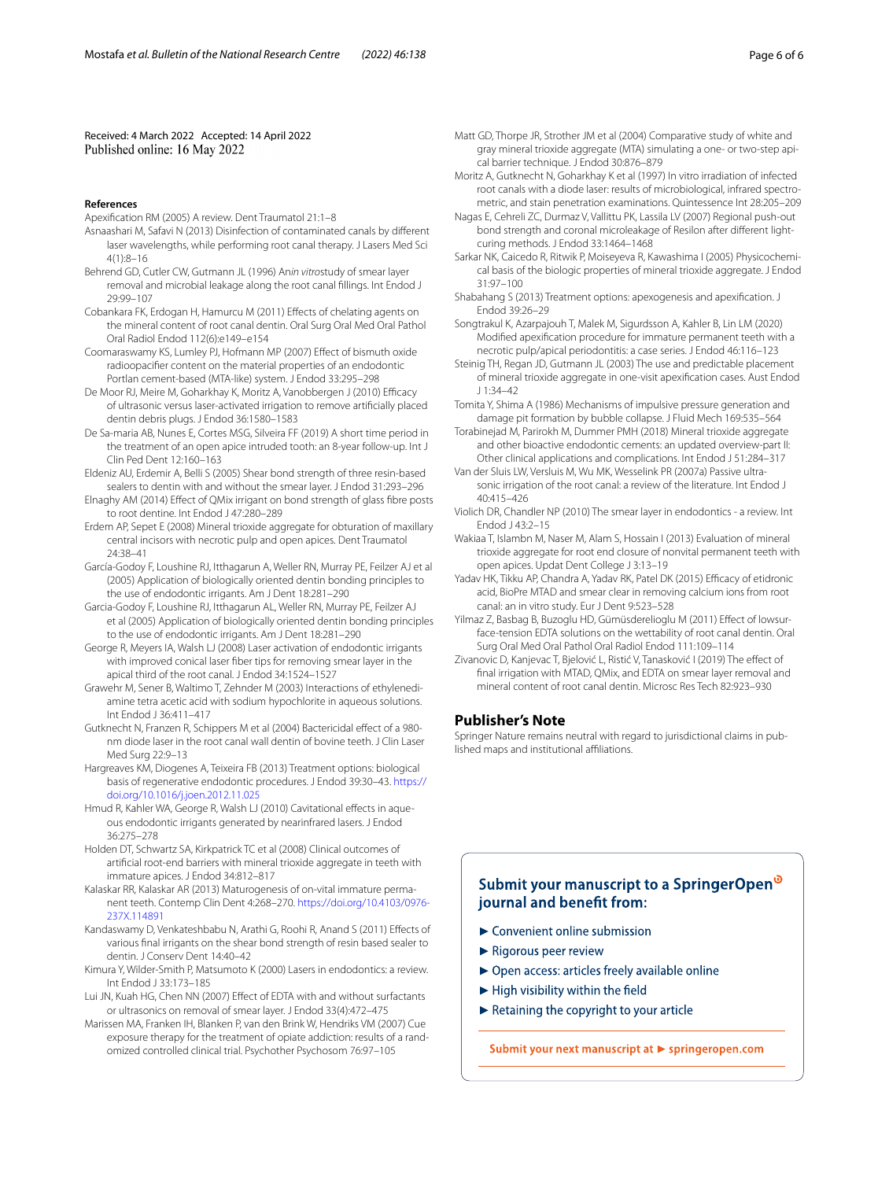Received: 4 March 2022 Accepted: 14 April 2022
Published online: 16 May 2022

### References

Apexification RM (2005) A review. Dent Traumatol 21:1–8

Asnaashari M, Safavi N (2013) Disinfection of contaminated canals by different laser wavelengths, while performing root canal therapy. J Lasers Med Sci 4(1):8–16

Behrend GD, Cutler CW, Gutmann JL (1996) An *in vitro* study of smear layer removal and microbial leakage along the root canal fillings. Int Endod J 29:99–107

Cobankara FK, Erdogan H, Hamurcu M (2011) Effects of chelating agents on the mineral content of root canal dentin. Oral Surg Oral Med Oral Pathol Oral Radiol Endod 112(6):e149–e154

Coomaraswamy KS, Lumley PJ, Hofmann MP (2007) Effect of bismuth oxide radioopacifier content on the material properties of an endodontic Portlan cement-based (MTA-like) system. J Endod 33:295–298

De Moor RJ, Meire M, Goharkhay K, Moritz A, Vanobbergen J (2010) Efficacy of ultrasonic versus laser-activated irrigation to remove artificially placed dentin debris plugs. J Endod 36:1580–1583

De Sa-maria AB, Nunes E, Cortes MSG, Silveira FF (2019) A short time period in the treatment of an open apice intruded tooth: an 8-year follow-up. Int J Clin Ped Dent 12:160–163

Eldeniz AU, Erdemir A, Belli S (2005) Shear bond strength of three resin-based sealers to dentin with and without the smear layer. J Endod 31:293–296

Elnaghy AM (2014) Effect of QMix irrigant on bond strength of glass fibre posts to root dentine. Int Endod J 47:280–289

Erdem AP, Sepet E (2008) Mineral trioxide aggregate for obturation of maxillary central incisors with necrotic pulp and open apices. Dent Traumatol 24:38–41

García-Godoy F, Loushine RJ, Itthagarun A, Weller RN, Murray PE, Feilzer AJ et al (2005) Application of biologically oriented dentin bonding principles to the use of endodontic irrigants. Am J Dent 18:281–290

Garcia-Godoy F, Loushine RJ, Itthagarun AL, Weller RN, Murray PE, Feilzer AJ et al (2005) Application of biologically oriented dentin bonding principles to the use of endodontic irrigants. Am J Dent 18:281–290

George R, Meyers IA, Walsh LJ (2008) Laser activation of endodontic irrigants with improved conical laser fiber tips for removing smear layer in the apical third of the root canal. J Endod 34:1524–1527

Grawehr M, Sener B, Waltimo T, Zehnder M (2003) Interactions of ethylenediamine tetra acetic acid with sodium hypochlorite in aqueous solutions. Int Endod J 36:411–417

Gutknecht N, Franzen R, Schippers M et al (2004) Bactericidal effect of a 980-nm diode laser in the root canal wall dentin of bovine teeth. J Clin Laser Med Surg 22:9–13

Hargreaves KM, Diogenes A, Teixeira FB (2013) Treatment options: biological basis of regenerative endodontic procedures. J Endod 39:30–43. https://doi.org/10.1016/j.joen.2012.11.025

Hmud R, Kahler WA, George R, Walsh LJ (2010) Cavitational effects in aqueous endodontic irrigants generated by nearinfrared lasers. J Endod 36:275–278

Holden DT, Schwartz SA, Kirkpatrick TC et al (2008) Clinical outcomes of artificial root-end barriers with mineral trioxide aggregate in teeth with immature apices. J Endod 34:812–817

Kalaskar RR, Kalaskar AR (2013) Maturogenesis of on-vital immature permanent teeth. Contemp Clin Dent 4:268–270. https://doi.org/10.4103/0976-237X.114891

Kandaswamy D, Venkateshbabu N, Arathi G, Roohi R, Anand S (2011) Effects of various final irrigants on the shear bond strength of resin based sealer to dentin. J Conserv Dent 14:40–42

Kimura Y, Wilder-Smith P, Matsumoto K (2000) Lasers in endodontics: a review. Int Endod J 33:173–185

Lui JN, Kuah HG, Chen NN (2007) Effect of EDTA with and without surfactants or ultrasonics on removal of smear layer. J Endod 33(4):472–475

Marissen MA, Franken IH, Blanken P, van den Brink W, Hendriks VM (2007) Cue exposure therapy for the treatment of opiate addiction: results of a randomized controlled clinical trial. Psychother Psychosom 76:97–105

Matt GD, Thorpe JR, Strother JM et al (2004) Comparative study of white and gray mineral trioxide aggregate (MTA) simulating a one- or two-step apical barrier technique. J Endod 30:876–879

Moritz A, Gutknecht N, Goharkhay K et al (1997) In vitro irradiation of infected root canals with a diode laser: results of microbiological, infrared spectrometric, and stain penetration examinations. Quintessence Int 28:205–209

Nagas E, Cehreli ZC, Durmaz V, Vallittu PK, Lassila LV (2007) Regional push-out bond strength and coronal microleakage of Resilon after different light-curing methods. J Endod 33:1464–1468

Sarkar NK, Caicedo R, Ritwik P, Moiseyeva R, Kawashima I (2005) Physicochemical basis of the biologic properties of mineral trioxide aggregate. J Endod 31:97–100

Shabahang S (2013) Treatment options: apexogenesis and apexification. J Endod 39:26–29

Songtrakul K, Azarpajouh T, Malek M, Sigurdsson A, Kahler B, Lin LM (2020) Modified apexification procedure for immature permanent teeth with a necrotic pulp/apical periodontitis: a case series. J Endod 46:116–123

Steinig TH, Regan JD, Gutmann JL (2003) The use and predictable placement of mineral trioxide aggregate in one-visit apexification cases. Aust Endod J 1:34–42

Tomita Y, Shima A (1986) Mechanisms of impulsive pressure generation and damage pit formation by bubble collapse. J Fluid Mech 169:535–564

Torabinejad M, Parirokh M, Dummer PMH (2018) Mineral trioxide aggregate and other bioactive endodontic cements: an updated overview-part II: Other clinical applications and complications. Int Endod J 51:284–317

Van der Sluis LW, Versluis M, Wu MK, Wesselink PR (2007a) Passive ultrasonic irrigation of the root canal: a review of the literature. Int Endod J 40:415–426

Violich DR, Chandler NP (2010) The smear layer in endodontics - a review. Int Endod J 43:2–15

Wakiaa T, Islambn M, Naser M, Alam S, Hossain I (2013) Evaluation of mineral trioxide aggregate for root end closure of nonvital permanent teeth with open apices. Updat Dent College J 3:13–19

Yadav HK, Tikku AP, Chandra A, Yadav RK, Patel DK (2015) Efficacy of etidronic acid, BioPre MTAD and smear clear in removing calcium ions from root canal: an in vitro study. Eur J Dent 9:523–528

Yilmaz Z, Basbag B, Buzoglu HD, Gümüsderelioglu M (2011) Effect of lowsurface-tension EDTA solutions on the wettability of root canal dentin. Oral Surg Oral Med Oral Pathol Oral Radiol Endod 111:109–114

Zivanovic D, Kanjevac T, Bjelović L, Ristić V, Tanasković I (2019) The effect of final irrigation with MTAD, QMix, and EDTA on smear layer removal and mineral content of root canal dentin. Microsc Res Tech 82:923–930

### Publisher's Note

Springer Nature remains neutral with regard to jurisdictional claims in published maps and institutional affiliations.

**Submit your manuscript to a SpringerOpen journal and benefit from:**

- ► Convenient online submission
- ► Rigorous peer review
- ► Open access: articles freely available online
- ► High visibility within the field
- ► Retaining the copyright to your article

**Submit your next manuscript at ► springeropen.com**